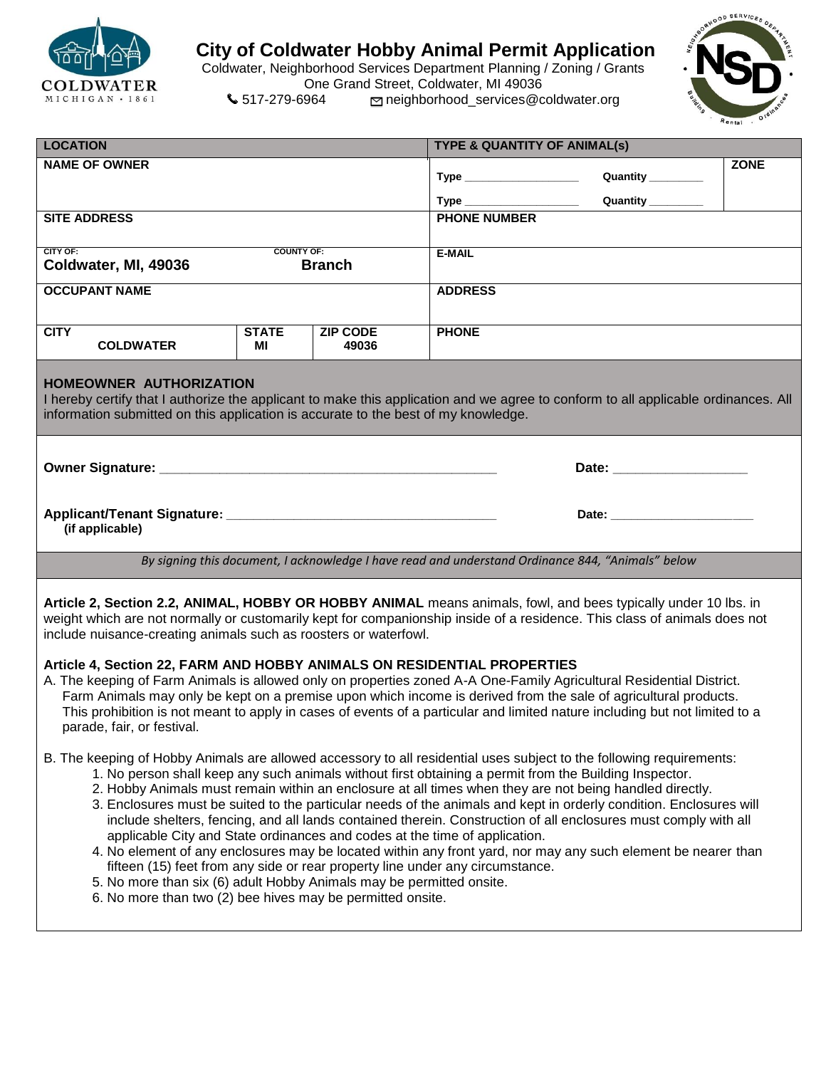# City of Coldwater Hobby Animal Permit Application

Coldwater, Neighborhood Services Department Planning / Zoning / Grants
One Grand Street, Coldwater, MI 49036
517-279-6964 neighborhood_services@coldwater.org

| LOCATION | | | TYPE & QUANTITY OF ANIMAL(s) | | |
|---|---|---|---|---|---|
| NAME OF OWNER | | | Type ___________ | Quantity ________ | ZONE |
| | | | Type ___________ | Quantity ________ | |
| SITE ADDRESS | | | PHONE NUMBER | | |
| CITY OF: Coldwater, MI, 49036 | COUNTY OF: Branch | | E-MAIL | | |
| OCCUPANT NAME | | | ADDRESS | | |
| CITY COLDWATER | STATE MI | ZIP CODE 49036 | PHONE | | |

**HOMEOWNER AUTHORIZATION**

I hereby certify that I authorize the applicant to make this application and we agree to conform to all applicable ordinances. All information submitted on this application is accurate to the best of my knowledge.

**Owner Signature:** ______________________________ **Date:** ______________

**Applicant/Tenant Signature:** ______________________________ **Date:** ______________
**(if applicable)**

*By signing this document, I acknowledge I have read and understand Ordinance 844, "Animals" below*

**Article 2, Section 2.2, ANIMAL, HOBBY OR HOBBY ANIMAL** means animals, fowl, and bees typically under 10 lbs. in weight which are not normally or customarily kept for companionship inside of a residence. This class of animals does not include nuisance-creating animals such as roosters or waterfowl.

**Article 4, Section 22, FARM AND HOBBY ANIMALS ON RESIDENTIAL PROPERTIES**

A. The keeping of Farm Animals is allowed only on properties zoned A-A One-Family Agricultural Residential District. Farm Animals may only be kept on a premise upon which income is derived from the sale of agricultural products. This prohibition is not meant to apply in cases of events of a particular and limited nature including but not limited to a parade, fair, or festival.

B. The keeping of Hobby Animals are allowed accessory to all residential uses subject to the following requirements:

1. No person shall keep any such animals without first obtaining a permit from the Building Inspector.
2. Hobby Animals must remain within an enclosure at all times when they are not being handled directly.
3. Enclosures must be suited to the particular needs of the animals and kept in orderly condition. Enclosures will include shelters, fencing, and all lands contained therein. Construction of all enclosures must comply with all applicable City and State ordinances and codes at the time of application.
4. No element of any enclosures may be located within any front yard, nor may any such element be nearer than fifteen (15) feet from any side or rear property line under any circumstance.
5. No more than six (6) adult Hobby Animals may be permitted onsite.
6. No more than two (2) bee hives may be permitted onsite.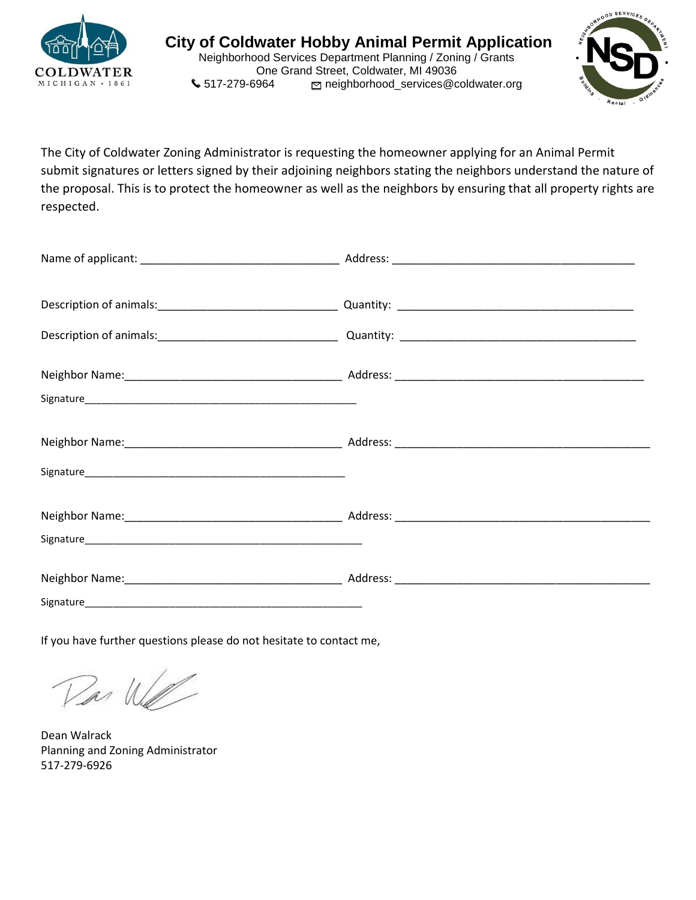COLDWATER
MICHIGAN • 1861

# City of Coldwater Hobby Animal Permit Application

Neighborhood Services Department Planning / Zoning / Grants
One Grand Street, Coldwater, MI 49036
517-279-6964 neighborhood_services@coldwater.org

The City of Coldwater Zoning Administrator is requesting the homeowner applying for an Animal Permit submit signatures or letters signed by their adjoining neighbors stating the neighbors understand the nature of the proposal. This is to protect the homeowner as well as the neighbors by ensuring that all property rights are respected.

Name of applicant: ______________________________ Address: ____________________________________

Description of animals:___________________________ Quantity: __________________________________

Description of animals:___________________________ Quantity: __________________________________

Neighbor Name:________________________________ Address: ______________________________________

Signature_____________________________________________

Neighbor Name:________________________________ Address: ______________________________________

Signature_____________________________________________

Neighbor Name:________________________________ Address: ______________________________________

Signature_____________________________________________

Neighbor Name:________________________________ Address: ______________________________________

Signature_____________________________________________

If you have further questions please do not hesitate to contact me,

Dean Walrack
Planning and Zoning Administrator
517-279-6926